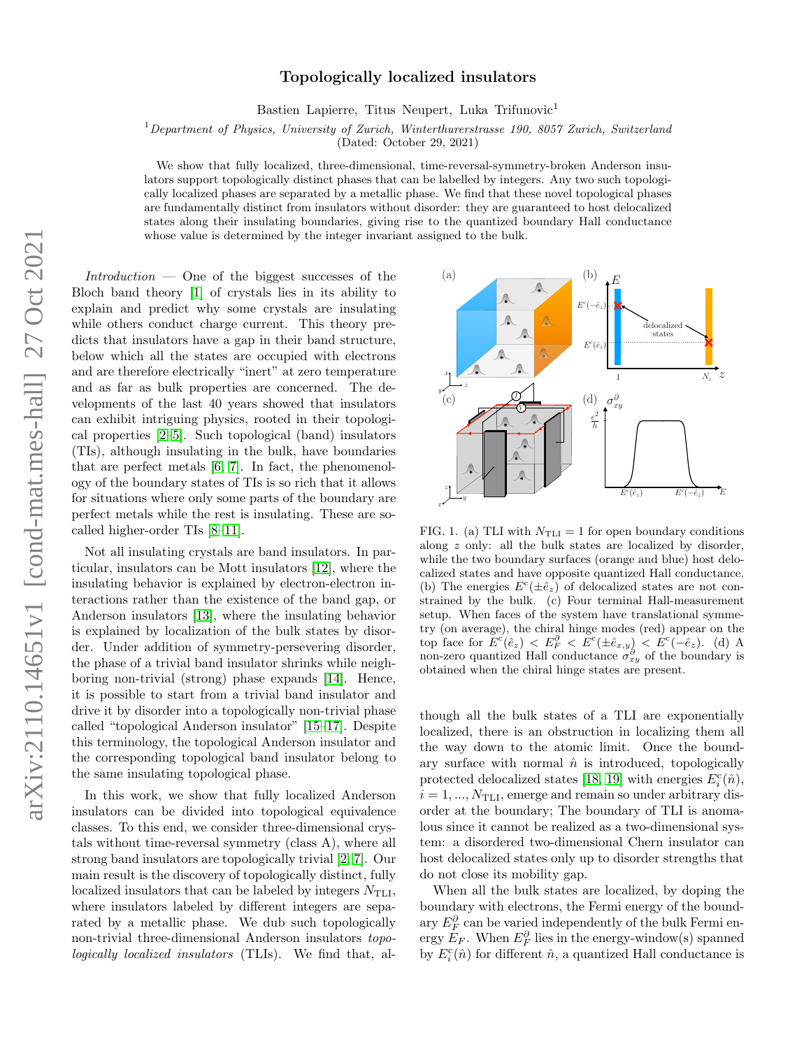# Topologically localized insulators

Bastien Lapierre, Titus Neupert, Luka Trifunovic[1]

[1] *Department of Physics, University of Zurich, Winterthurerstrasse 190, 8057 Zurich, Switzerland*

(Dated: October 29, 2021)

We show that fully localized, three-dimensional, time-reversal-symmetry-broken Anderson insulators support topologically distinct phases that can be labelled by integers. Any two such topologically localized phases are separated by a metallic phase. We find that these novel topological phases are fundamentally distinct from insulators without disorder: they are guaranteed to host delocalized states along their insulating boundaries, giving rise to the quantized boundary Hall conductance whose value is determined by the integer invariant assigned to the bulk.

*Introduction* — One of the biggest successes of the Bloch band theory [1] of crystals lies in its ability to explain and predict why some crystals are insulating while others conduct charge current. This theory predicts that insulators have a gap in their band structure, below which all the states are occupied with electrons and are therefore electrically "inert" at zero temperature and as far as bulk properties are concerned. The developments of the last 40 years showed that insulators can exhibit intriguing physics, rooted in their topological properties [2–5]. Such topological (band) insulators (TIs), although insulating in the bulk, have boundaries that are perfect metals [6, 7]. In fact, the phenomenology of the boundary states of TIs is so rich that it allows for situations where only some parts of the boundary are perfect metals while the rest is insulating. These are so-called higher-order TIs [8–11].

Not all insulating crystals are band insulators. In particular, insulators can be Mott insulators [12], where the insulating behavior is explained by electron-electron interactions rather than the existence of the band gap, or Anderson insulators [13], where the insulating behavior is explained by localization of the bulk states by disorder. Under addition of symmetry-persevering disorder, the phase of a trivial band insulator shrinks while neighboring non-trivial (strong) phase expands [14]. Hence, it is possible to start from a trivial band insulator and drive it by disorder into a topologically non-trivial phase called "topological Anderson insulator" [15–17]. Despite this terminology, the topological Anderson insulator and the corresponding topological band insulator belong to the same insulating topological phase.

In this work, we show that fully localized Anderson insulators can be divided into topological equivalence classes. To this end, we consider three-dimensional crystals without time-reversal symmetry (class A), where all strong band insulators are topologically trivial [2, 7]. Our main result is the discovery of topologically distinct, fully localized insulators that can be labeled by integers $N_{\mathrm{TLI}}$, where insulators labeled by different integers are separated by a metallic phase. We dub such topologically non-trivial three-dimensional Anderson insulators *topologically localized insulators* (TLIs). We find that, although all the bulk states of a TLI are exponentially localized, there is an obstruction in localizing them all the way down to the atomic limit. Once the boundary surface with normal $\hat{n}$ is introduced, topologically protected delocalized states [18, 19] with energies $E^{\mathrm{c}}_i(\hat{n})$, $i = 1, ..., N_{\mathrm{TLI}}$, emerge and remain so under arbitrary disorder at the boundary; The boundary of TLI is anomalous since it cannot be realized as a two-dimensional system: a disordered two-dimensional Chern insulator can host delocalized states only up to disorder strengths that do not close its mobility gap.

When all the bulk states are localized, by doping the boundary with electrons, the Fermi energy of the boundary $E^{\partial}_F$ can be varied independently of the bulk Fermi energy $E_F$. When $E^{\partial}_F$ lies in the energy-window(s) spanned by $E^{\mathrm{c}}_i(\hat{n})$ for different $\hat{n}$, a quantized Hall conductance is

(a)

(b) $E$, $E^{\mathrm{c}}(-\hat{e}_z)$, $E^{\mathrm{c}}(\hat{e}_z)$, delocalized states, 1, $N_z$, $z$

(c) $I$, $V$

(d) $\sigma^{\partial}_{xy}$, $\frac{e^2}{h}$, $E^{\mathrm{c}}(\hat{e}_z)$, $E^{\mathrm{c}}(-\hat{e}_z)$, $E$

FIG. 1. (a) TLI with $N_{\mathrm{TLI}} = 1$ for open boundary conditions along $z$ only: all the bulk states are localized by disorder, while the two boundary surfaces (orange and blue) host delocalized states and have opposite quantized Hall conductance. (b) The energies $E^{\mathrm{c}}(\pm\hat{e}_z)$ of delocalized states are not constrained by the bulk. (c) Four terminal Hall-measurement setup. When faces of the system have translational symmetry (on average), the chiral hinge modes (red) appear on the top face for $E^{\mathrm{c}}(\hat{e}_z) < E^{\partial}_F < E^{\mathrm{c}}(\pm\hat{e}_{x,y}) < E^{\mathrm{c}}(-\hat{e}_z)$. (d) A non-zero quantized Hall conductance $\sigma^{\partial}_{xy}$ of the boundary is obtained when the chiral hinge states are present.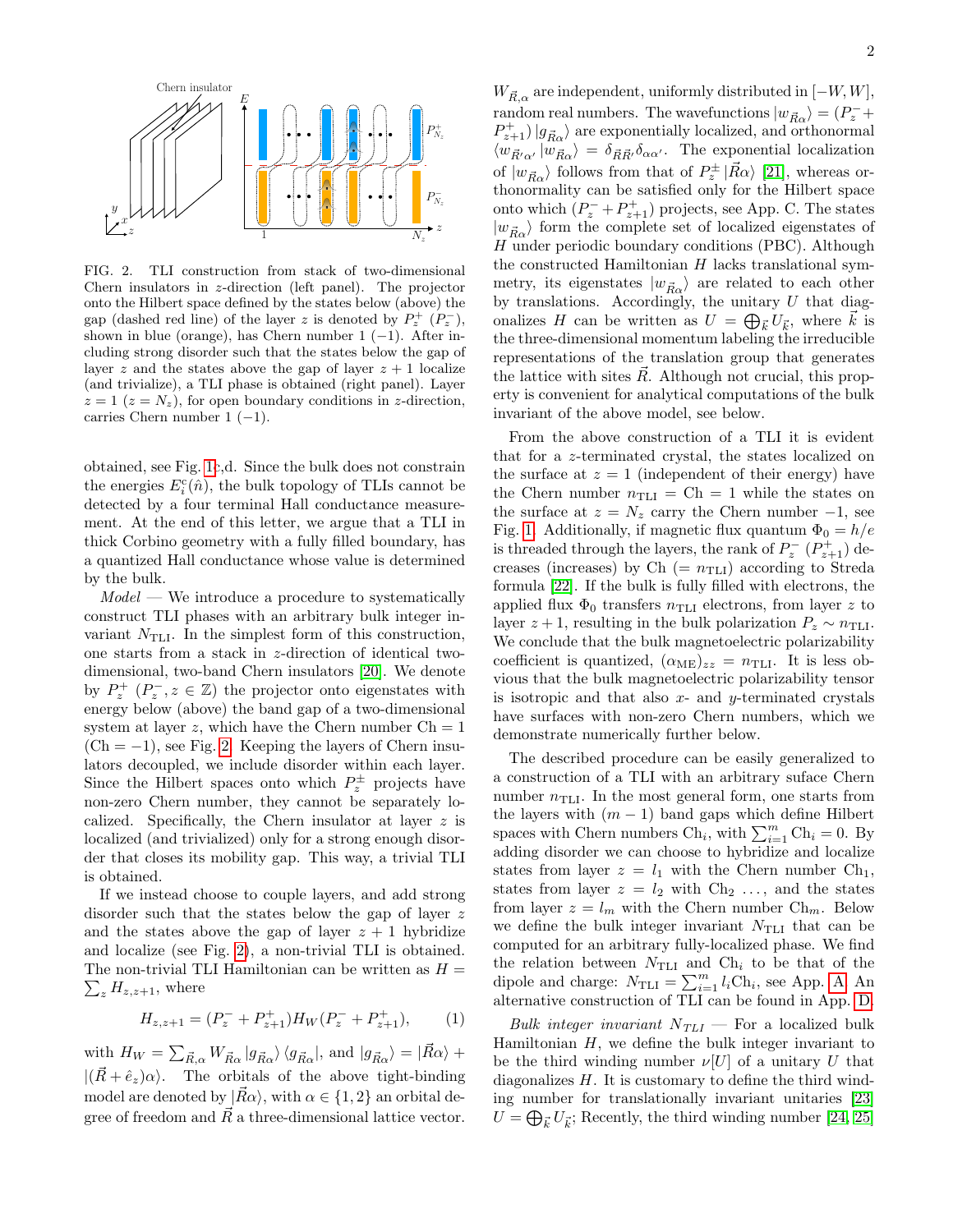Chern insulator

$E$

$P^+_{N_z}$

$P^-_{N_z}$

$y$ $x$ $z$

1 $N_z$ $z$

FIG. 2. TLI construction from stack of two-dimensional Chern insulators in $z$-direction (left panel). The projector onto the Hilbert space defined by the states below (above) the gap (dashed red line) of the layer $z$ is denoted by $P^+_z$ ($P^-_z$), shown in blue (orange), has Chern number 1 ($-1$). After including strong disorder such that the states below the gap of layer $z$ and the states above the gap of layer $z+1$ localize (and trivialize), a TLI phase is obtained (right panel). Layer $z=1$ ($z=N_z$), for open boundary conditions in $z$-direction, carries Chern number 1 ($-1$).

obtained, see Fig. 1c,d. Since the bulk does not constrain the energies $E^c_i(\hat{n})$, the bulk topology of TLIs cannot be detected by a four terminal Hall conductance measurement. At the end of this letter, we argue that a TLI in thick Corbino geometry with a fully filled boundary, has a quantized Hall conductance whose value is determined by the bulk.

*Model* — We introduce a procedure to systematically construct TLI phases with an arbitrary bulk integer invariant $N_{\rm TLI}$. In the simplest form of this construction, one starts from a stack in $z$-direction of identical two-dimensional, two-band Chern insulators [20]. We denote by $P^+_z$ ($P^-_z, z\in\mathbb{Z}$) the projector onto eigenstates with energy below (above) the band gap of a two-dimensional system at layer $z$, which have the Chern number $\mathrm{Ch}=1$ ($\mathrm{Ch}=-1$), see Fig. 2. Keeping the layers of Chern insulators decoupled, we include disorder within each layer. Since the Hilbert spaces onto which $P^\pm_z$ projects have non-zero Chern number, they cannot be separately localized. Specifically, the Chern insulator at layer $z$ is localized (and trivialized) only for a strong enough disorder that closes its mobility gap. This way, a trivial TLI is obtained.

If we instead choose to couple layers, and add strong disorder such that the states below the gap of layer $z$ and the states above the gap of layer $z+1$ hybridize and localize (see Fig. 2), a non-trivial TLI is obtained. The non-trivial TLI Hamiltonian can be written as $H=\sum_z H_{z,z+1}$, where

$$H_{z,z+1}=(P^-_z+P^+_{z+1})H_W(P^-_z+P^+_{z+1}), \tag{1}$$

with $H_W=\sum_{\vec{R},\alpha}W_{\vec{R}\alpha}\left|g_{\vec{R}\alpha}\right\rangle\left\langle g_{\vec{R}\alpha}\right|$, and $\left|g_{\vec{R}\alpha}\right\rangle=|\vec{R}\alpha\rangle+|(\vec{R}+\hat{e}_z)\alpha\rangle$. The orbitals of the above tight-binding model are denoted by $|\vec{R}\alpha\rangle$, with $\alpha\in\{1,2\}$ an orbital degree of freedom and $\vec{R}$ a three-dimensional lattice vector. $W_{\vec{R},\alpha}$ are independent, uniformly distributed in $[-W,W]$, random real numbers. The wavefunctions $\left|w_{\vec{R}\alpha}\right\rangle=(P^-_z+P^+_{z+1})\left|g_{\vec{R}\alpha}\right\rangle$ are exponentially localized, and orthonormal $\left\langle w_{\vec{R}'\alpha'}\middle|w_{\vec{R}\alpha}\right\rangle=\delta_{\vec{R}\vec{R}'}\delta_{\alpha\alpha'}$. The exponential localization of $\left|w_{\vec{R}\alpha}\right\rangle$ follows from that of $P^\pm_z|\vec{R}\alpha\rangle$ [21], whereas orthonormality can be satisfied only for the Hilbert space onto which $(P^-_z+P^+_{z+1})$ projects, see App. C. The states $\left|w_{\vec{R}\alpha}\right\rangle$ form the complete set of localized eigenstates of $H$ under periodic boundary conditions (PBC). Although the constructed Hamiltonian $H$ lacks translational symmetry, its eigenstates $\left|w_{\vec{R}\alpha}\right\rangle$ are related to each other by translations. Accordingly, the unitary $U$ that diagonalizes $H$ can be written as $U=\bigoplus_{\vec{k}}U_{\vec{k}}$, where $\vec{k}$ is the three-dimensional momentum labeling the irreducible representations of the translation group that generates the lattice with sites $\vec{R}$. Although not crucial, this property is convenient for analytical computations of the bulk invariant of the above model, see below.

From the above construction of a TLI it is evident that for a $z$-terminated crystal, the states localized on the surface at $z=1$ (independent of their energy) have the Chern number $n_{\rm TLI}=\mathrm{Ch}=1$ while the states on the surface at $z=N_z$ carry the Chern number $-1$, see Fig. 1. Additionally, if magnetic flux quantum $\Phi_0=h/e$ is threaded through the layers, the rank of $P^-_z$ ($P^+_{z+1}$) decreases (increases) by Ch ($=n_{\rm TLI}$) according to Streda formula [22]. If the bulk is fully filled with electrons, the applied flux $\Phi_0$ transfers $n_{\rm TLI}$ electrons, from layer $z$ to layer $z+1$, resulting in the bulk polarization $P_z\sim n_{\rm TLI}$. We conclude that the bulk magnetoelectric polarizability coefficient is quantized, $(\alpha_{\rm ME})_{zz}=n_{\rm TLI}$. It is less obvious that the bulk magnetoelectric polarizability tensor is isotropic and that also $x$- and $y$-terminated crystals have surfaces with non-zero Chern numbers, which we demonstrate numerically further below.

The described procedure can be easily generalized to a construction of a TLI with an arbitrary suface Chern number $n_{\rm TLI}$. In the most general form, one starts from the layers with $(m-1)$ band gaps which define Hilbert spaces with Chern numbers $\mathrm{Ch}_i$, with $\sum_{i=1}^m\mathrm{Ch}_i=0$. By adding disorder we can choose to hybridize and localize states from layer $z=l_1$ with the Chern number $\mathrm{Ch}_1$, states from layer $z=l_2$ with $\mathrm{Ch}_2$ $\ldots$, and the states from layer $z=l_m$ with the Chern number $\mathrm{Ch}_m$. Below we define the bulk integer invariant $N_{\rm TLI}$ that can be computed for an arbitrary fully-localized phase. We find the relation between $N_{\rm TLI}$ and $\mathrm{Ch}_i$ to be that of the dipole and charge: $N_{\rm TLI}=\sum_{i=1}^m l_i\mathrm{Ch}_i$, see App. A. An alternative construction of TLI can be found in App. D.

*Bulk integer invariant $N_{TLI}$* — For a localized bulk Hamiltonian $H$, we define the bulk integer invariant to be the third winding number $\nu[U]$ of a unitary $U$ that diagonalizes $H$. It is customary to define the third winding number for translationally invariant unitaries [23] $U=\bigoplus_{\vec{k}}U_{\vec{k}}$; Recently, the third winding number [24, 25]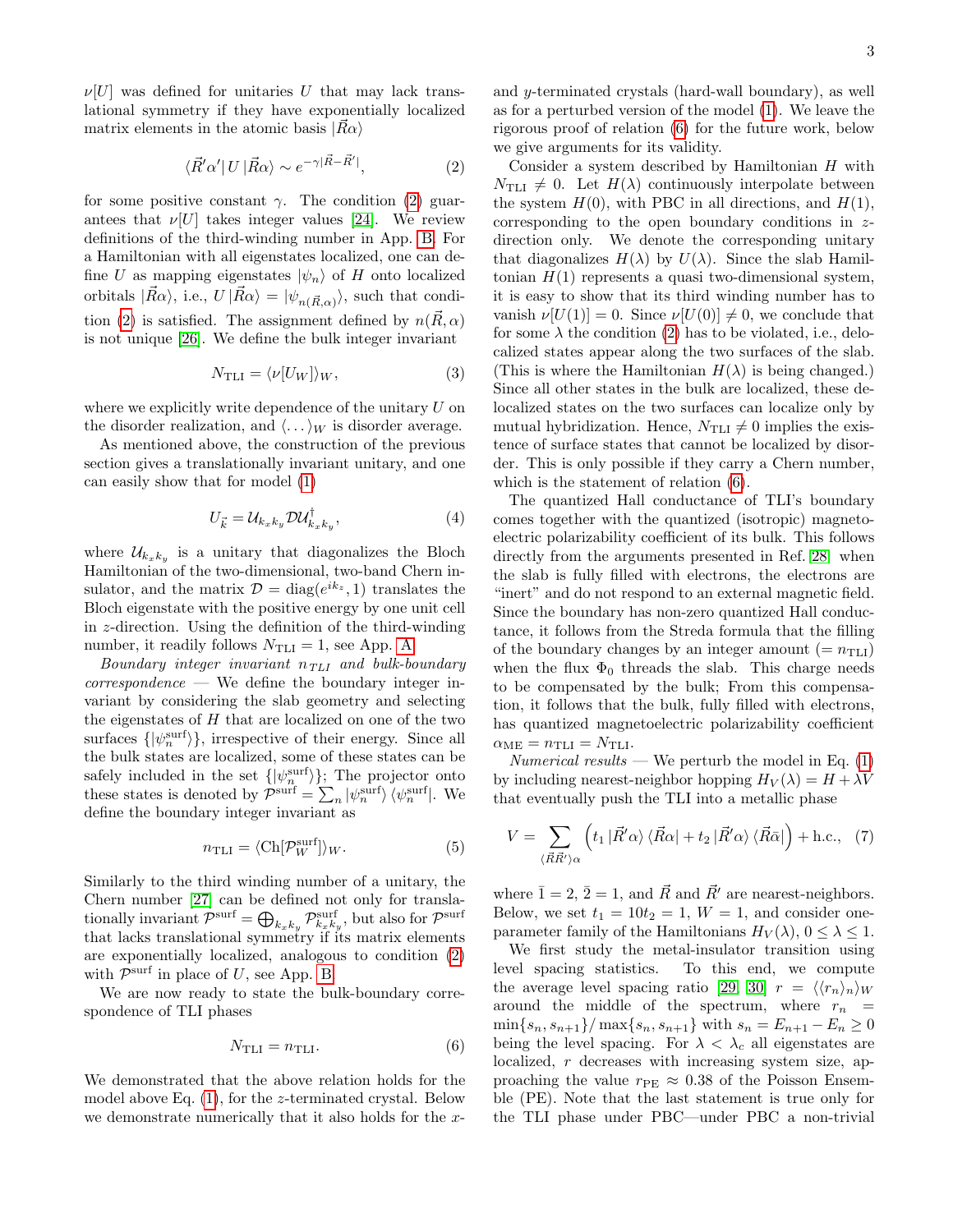$\nu[U]$ was defined for unitaries $U$ that may lack translational symmetry if they have exponentially localized matrix elements in the atomic basis $|\vec{R}\alpha\rangle$

$$\langle \vec{R}'\alpha'| U |\vec{R}\alpha\rangle \sim e^{-\gamma|\vec{R}-\vec{R}'|}, \tag{2}$$

for some positive constant $\gamma$. The condition (2) guarantees that $\nu[U]$ takes integer values [24]. We review definitions of the third-winding number in App. B. For a Hamiltonian with all eigenstates localized, one can define $U$ as mapping eigenstates $|\psi_n\rangle$ of $H$ onto localized orbitals $|\vec{R}\alpha\rangle$, i.e., $U|\vec{R}\alpha\rangle = |\psi_{n(\vec{R},\alpha)}\rangle$, such that condition (2) is satisfied. The assignment defined by $n(\vec{R},\alpha)$ is not unique [26]. We define the bulk integer invariant

$$N_{\rm TLI} = \langle \nu[U_W]\rangle_W, \tag{3}$$

where we explicitly write dependence of the unitary $U$ on the disorder realization, and $\langle \dots \rangle_W$ is disorder average.

As mentioned above, the construction of the previous section gives a translationally invariant unitary, and one can easily show that for model (1)

$$U_{\vec{k}} = \mathcal{U}_{k_x k_y} \mathcal{D} \mathcal{U}^\dagger_{k_x k_y}, \tag{4}$$

where $\mathcal{U}_{k_x k_y}$ is a unitary that diagonalizes the Bloch Hamiltonian of the two-dimensional, two-band Chern insulator, and the matrix $\mathcal{D} = {\rm diag}(e^{ik_z}, 1)$ translates the Bloch eigenstate with the positive energy by one unit cell in $z$-direction. Using the definition of the third-winding number, it readily follows $N_{\rm TLI} = 1$, see App. A.

*Boundary integer invariant $n_{TLI}$ and bulk-boundary correspondence* — We define the boundary integer invariant by considering the slab geometry and selecting the eigenstates of $H$ that are localized on one of the two surfaces $\{|\psi_n^{\rm surf}\rangle\}$, irrespective of their energy. Since all the bulk states are localized, some of these states can be safely included in the set $\{|\psi_n^{\rm surf}\rangle\}$; The projector onto these states is denoted by $\mathcal{P}^{\rm surf} = \sum_n |\psi_n^{\rm surf}\rangle\langle\psi_n^{\rm surf}|$. We define the boundary integer invariant as

$$n_{\rm TLI} = \langle {\rm Ch}[\mathcal{P}_W^{\rm surf}]\rangle_W. \tag{5}$$

Similarly to the third winding number of a unitary, the Chern number [27] can be defined not only for translationally invariant $\mathcal{P}^{\rm surf} = \bigoplus_{k_x k_y} \mathcal{P}^{\rm surf}_{k_x k_y}$, but also for $\mathcal{P}^{\rm surf}$ that lacks translational symmetry if its matrix elements are exponentially localized, analogous to condition (2) with $\mathcal{P}^{\rm surf}$ in place of $U$, see App. B.

We are now ready to state the bulk-boundary correspondence of TLI phases

$$N_{\rm TLI} = n_{\rm TLI}. \tag{6}$$

We demonstrated that the above relation holds for the model above Eq. (1), for the $z$-terminated crystal. Below we demonstrate numerically that it also holds for the $x$- and $y$-terminated crystals (hard-wall boundary), as well as for a perturbed version of the model (1). We leave the rigorous proof of relation (6) for the future work, below we give arguments for its validity.

Consider a system described by Hamiltonian $H$ with $N_{\rm TLI} \neq 0$. Let $H(\lambda)$ continuously interpolate between the system $H(0)$, with PBC in all directions, and $H(1)$, corresponding to the open boundary conditions in $z$-direction only. We denote the corresponding unitary that diagonalizes $H(\lambda)$ by $U(\lambda)$. Since the slab Hamiltonian $H(1)$ represents a quasi two-dimensional system, it is easy to show that its third winding number has to vanish $\nu[U(1)] = 0$. Since $\nu[U(0)] \neq 0$, we conclude that for some $\lambda$ the condition (2) has to be violated, i.e., delocalized states appear along the two surfaces of the slab. (This is where the Hamiltonian $H(\lambda)$ is being changed.) Since all other states in the bulk are localized, these delocalized states on the two surfaces can localize only by mutual hybridization. Hence, $N_{\rm TLI} \neq 0$ implies the existence of surface states that cannot be localized by disorder. This is only possible if they carry a Chern number, which is the statement of relation (6).

The quantized Hall conductance of TLI's boundary comes together with the quantized (isotropic) magnetoelectric polarizability coefficient of its bulk. This follows directly from the arguments presented in Ref. [28]: when the slab is fully filled with electrons, the electrons are "inert" and do not respond to an external magnetic field. Since the boundary has non-zero quantized Hall conductance, it follows from the Streda formula that the filling of the boundary changes by an integer amount ($= n_{\rm TLI}$) when the flux $\Phi_0$ threads the slab. This charge needs to be compensated by the bulk; From this compensation, it follows that the bulk, fully filled with electrons, has quantized magnetoelectric polarizability coefficient $\alpha_{\rm ME} = n_{\rm TLI} = N_{\rm TLI}$.

*Numerical results* — We perturb the model in Eq. (1) by including nearest-neighbor hopping $H_V(\lambda) = H + \lambda V$ that eventually push the TLI into a metallic phase

$$V = \sum_{\langle \vec{R}\vec{R}'\rangle \alpha} \left( t_1 |\vec{R}'\alpha\rangle\langle\vec{R}\alpha| + t_2 |\vec{R}'\alpha\rangle\langle\vec{R}\bar{\alpha}| \right) + {\rm h.c.}, \tag{7}$$

where $\bar{1} = 2$, $\bar{2} = 1$, and $\vec{R}$ and $\vec{R}'$ are nearest-neighbors. Below, we set $t_1 = 10t_2 = 1$, $W = 1$, and consider one-parameter family of the Hamiltonians $H_V(\lambda)$, $0 \le \lambda \le 1$.

We first study the metal-insulator transition using level spacing statistics. To this end, we compute the average level spacing ratio [29, 30] $r = \langle\langle r_n\rangle_n\rangle_W$ around the middle of the spectrum, where $r_n = \min\{s_n, s_{n+1}\}/\max\{s_n, s_{n+1}\}$ with $s_n = E_{n+1} - E_n \ge 0$ being the level spacing. For $\lambda < \lambda_c$ all eigenstates are localized, $r$ decreases with increasing system size, approaching the value $r_{\rm PE} \approx 0.38$ of the Poisson Ensemble (PE). Note that the last statement is true only for the TLI phase under PBC—under PBC a non-trivial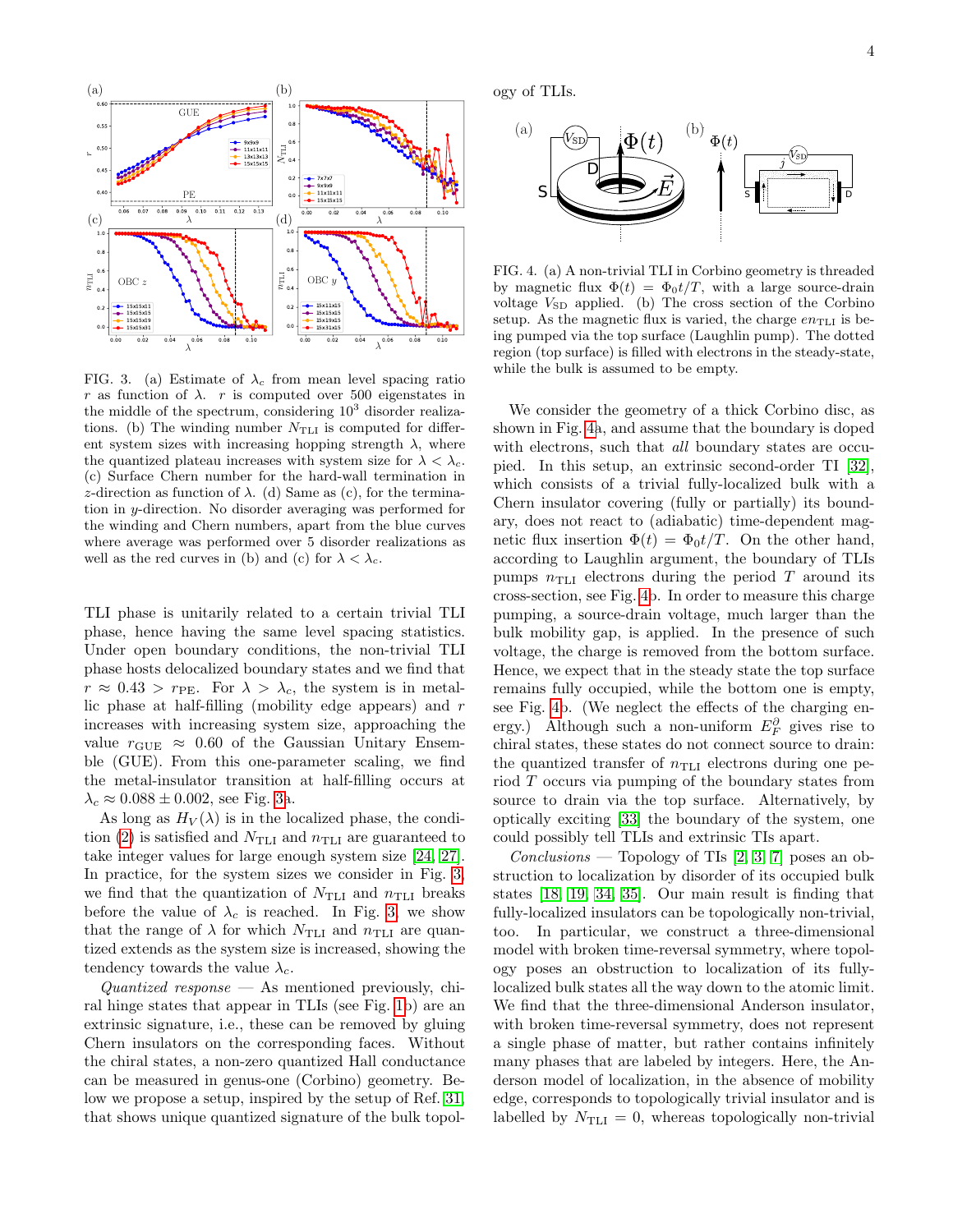(a)

0.60

0.55

0.50

0.45

0.40

GUE

PE

$r$

$\lambda$

9x9x9

11x11x11

13x13x13

15x15x15

0.06 0.07 0.08 0.09 0.10 0.11 0.12 0.13

(b)

$N_{\rm TLI}$

$\lambda$

7x7x7

9x9x9

11x11x11

15x15x15

(c)

$n_{\rm TLI}$

OBC $z$

15x15x11

15x15x15

15x15x19

15x15x31

$\lambda$

(d)

$n_{\rm TLI}$

OBC $y$

15x11x15

15x15x15

15x19x15

15x31x15

$\lambda$

FIG. 3. (a) Estimate of $\lambda_c$ from mean level spacing ratio $r$ as function of $\lambda$. $r$ is computed over 500 eigenstates in the middle of the spectrum, considering $10^3$ disorder realizations. (b) The winding number $N_{\rm TLI}$ is computed for different system sizes with increasing hopping strength $\lambda$, where the quantized plateau increases with system size for $\lambda < \lambda_c$. (c) Surface Chern number for the hard-wall termination in $z$-direction as function of $\lambda$. (d) Same as (c), for the termination in $y$-direction. No disorder averaging was performed for the winding and Chern numbers, apart from the blue curves where average was performed over 5 disorder realizations as well as the red curves in (b) and (c) for $\lambda < \lambda_c$.

TLI phase is unitarily related to a certain trivial TLI phase, hence having the same level spacing statistics. Under open boundary conditions, the non-trivial TLI phase hosts delocalized boundary states and we find that $r \approx 0.43 > r_{\rm PE}$. For $\lambda > \lambda_c$, the system is in metallic phase at half-filling (mobility edge appears) and $r$ increases with increasing system size, approaching the value $r_{\rm GUE} \approx 0.60$ of the Gaussian Unitary Ensemble (GUE). From this one-parameter scaling, we find the metal-insulator transition at half-filling occurs at $\lambda_c \approx 0.088 \pm 0.002$, see Fig. 3a.

As long as $H_V(\lambda)$ is in the localized phase, the condition (2) is satisfied and $N_{\rm TLI}$ and $n_{\rm TLI}$ are guaranteed to take integer values for large enough system size [24, 27]. In practice, for the system sizes we consider in Fig. 3, we find that the quantization of $N_{\rm TLI}$ and $n_{\rm TLI}$ breaks before the value of $\lambda_c$ is reached. In Fig. 3 we show that the range of $\lambda$ for which $N_{\rm TLI}$ and $n_{\rm TLI}$ are quantized extends as the system size is increased, showing the tendency towards the value $\lambda_c$.

*Quantized response* — As mentioned previously, chiral hinge states that appear in TLIs (see Fig. 1b) are an extrinsic signature, i.e., these can be removed by gluing Chern insulators on the corresponding faces. Without the chiral states, a non-zero quantized Hall conductance can be measured in genus-one (Corbino) geometry. Below we propose a setup, inspired by the setup of Ref. [31], that shows unique quantized signature of the bulk topology of TLIs.

(a)

$V_{\rm SD}$

$\Phi(t)$

D

S

$\vec{E}$

(b)

$\Phi(t)$

$V_{\rm SD}$

$j$

S

D

FIG. 4. (a) A non-trivial TLI in Corbino geometry is threaded by magnetic flux $\Phi(t) = \Phi_0 t/T$, with a large source-drain voltage $V_{\rm SD}$ applied. (b) The cross section of the Corbino setup. As the magnetic flux is varied, the charge $en_{\rm TLI}$ is being pumped via the top surface (Laughlin pump). The dotted region (top surface) is filled with electrons in the steady-state, while the bulk is assumed to be empty.

We consider the geometry of a thick Corbino disc, as shown in Fig. 4a, and assume that the boundary is doped with electrons, such that *all* boundary states are occupied. In this setup, an extrinsic second-order TI [32], which consists of a trivial fully-localized bulk with a Chern insulator covering (fully or partially) its boundary, does not react to (adiabatic) time-dependent magnetic flux insertion $\Phi(t) = \Phi_0 t/T$. On the other hand, according to Laughlin argument, the boundary of TLIs pumps $n_{\rm TLI}$ electrons during the period $T$ around its cross-section, see Fig. 4b. In order to measure this charge pumping, a source-drain voltage, much larger than the bulk mobility gap, is applied. In the presence of such voltage, the charge is removed from the bottom surface. Hence, we expect that in the steady state the top surface remains fully occupied, while the bottom one is empty, see Fig. 4b. (We neglect the effects of the charging energy.) Although such a non-uniform $E_F^{\partial}$ gives rise to chiral states, these states do not connect source to drain: the quantized transfer of $n_{\rm TLI}$ electrons during one period $T$ occurs via pumping of the boundary states from source to drain via the top surface. Alternatively, by optically exciting [33] the boundary of the system, one could possibly tell TLIs and extrinsic TIs apart.

*Conclusions* — Topology of TIs [2, 3, 7] poses an obstruction to localization by disorder of its occupied bulk states [18, 19, 34, 35]. Our main result is finding that fully-localized insulators can be topologically non-trivial, too. In particular, we construct a three-dimensional model with broken time-reversal symmetry, where topology poses an obstruction to localization of its fully-localized bulk states all the way down to the atomic limit. We find that the three-dimensional Anderson insulator, with broken time-reversal symmetry, does not represent a single phase of matter, but rather contains infinitely many phases that are labeled by integers. Here, the Anderson model of localization, in the absence of mobility edge, corresponds to topologically trivial insulator and is labelled by $N_{\rm TLI} = 0$, whereas topologically non-trivial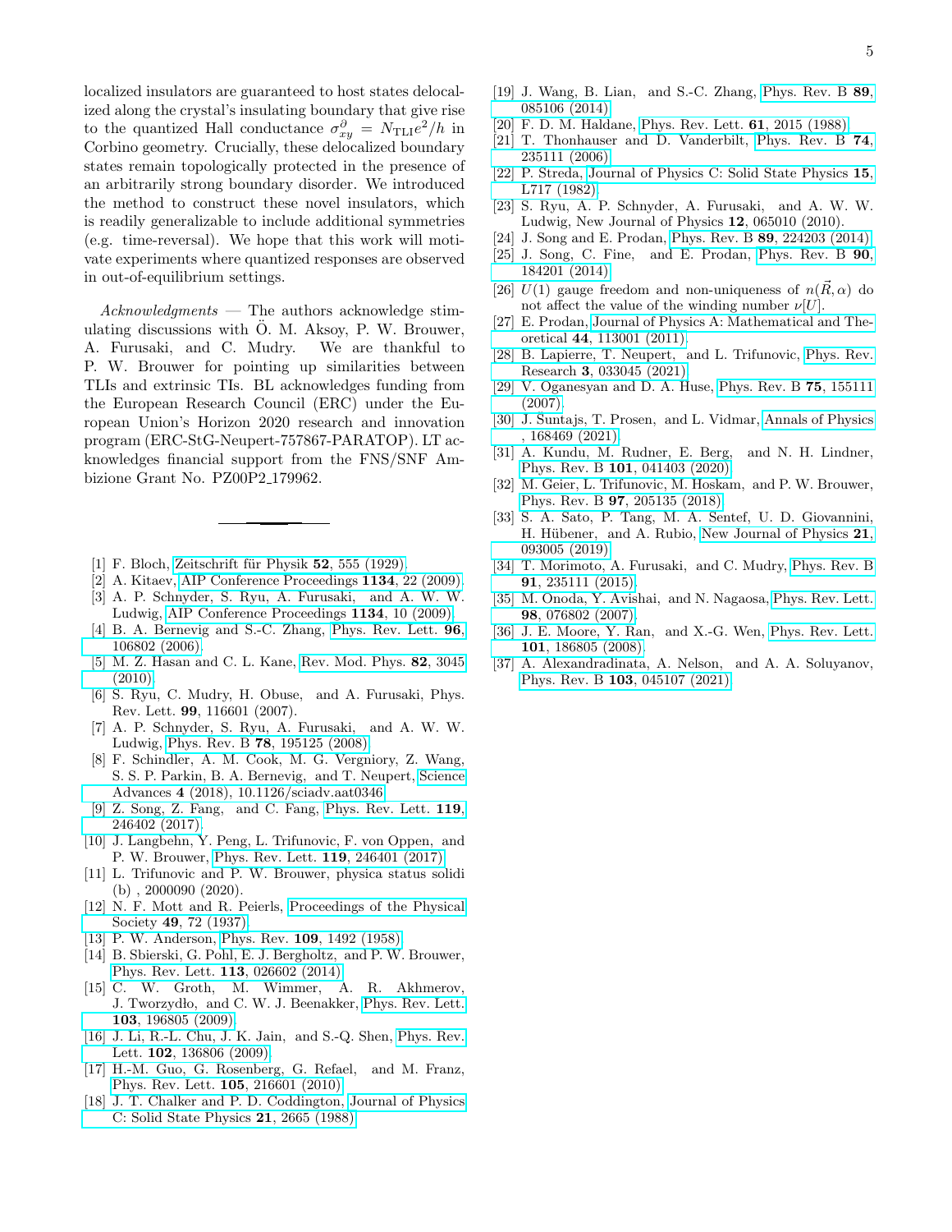localized insulators are guaranteed to host states delocalized along the crystal's insulating boundary that give rise to the quantized Hall conductance $\sigma^{\partial}_{xy} = N_{\rm TLI} e^2/h$ in Corbino geometry. Crucially, these delocalized boundary states remain topologically protected in the presence of an arbitrarily strong boundary disorder. We introduced the method to construct these novel insulators, which is readily generalizable to include additional symmetries (e.g. time-reversal). We hope that this work will motivate experiments where quantized responses are observed in out-of-equilibrium settings.

*Acknowledgments* — The authors acknowledge stimulating discussions with Ö. M. Aksoy, P. W. Brouwer, A. Furusaki, and C. Mudry. We are thankful to P. W. Brouwer for pointing up similarities between TLIs and extrinsic TIs. BL acknowledges funding from the European Research Council (ERC) under the European Union's Horizon 2020 research and innovation program (ERC-StG-Neupert-757867-PARATOP). LT acknowledges financial support from the FNS/SNF Ambizione Grant No. PZ00P2_179962.

---

[1] F. Bloch, Zeitschrift für Physik **52**, 555 (1929).

[2] A. Kitaev, AIP Conference Proceedings **1134**, 22 (2009).

[3] A. P. Schnyder, S. Ryu, A. Furusaki, and A. W. W. Ludwig, AIP Conference Proceedings **1134**, 10 (2009).

[4] B. A. Bernevig and S.-C. Zhang, Phys. Rev. Lett. **96**, 106802 (2006).

[5] M. Z. Hasan and C. L. Kane, Rev. Mod. Phys. **82**, 3045 (2010).

[6] S. Ryu, C. Mudry, H. Obuse, and A. Furusaki, Phys. Rev. Lett. **99**, 116601 (2007).

[7] A. P. Schnyder, S. Ryu, A. Furusaki, and A. W. W. Ludwig, Phys. Rev. B **78**, 195125 (2008).

[8] F. Schindler, A. M. Cook, M. G. Vergniory, Z. Wang, S. S. P. Parkin, B. A. Bernevig, and T. Neupert, Science Advances **4** (2018), 10.1126/sciadv.aat0346.

[9] Z. Song, Z. Fang, and C. Fang, Phys. Rev. Lett. **119**, 246402 (2017).

[10] J. Langbehn, Y. Peng, L. Trifunovic, F. von Oppen, and P. W. Brouwer, Phys. Rev. Lett. **119**, 246401 (2017).

[11] L. Trifunovic and P. W. Brouwer, physica status solidi (b) , 2000090 (2020).

[12] N. F. Mott and R. Peierls, Proceedings of the Physical Society **49**, 72 (1937).

[13] P. W. Anderson, Phys. Rev. **109**, 1492 (1958).

[14] B. Sbierski, G. Pohl, E. J. Bergholtz, and P. W. Brouwer, Phys. Rev. Lett. **113**, 026602 (2014).

[15] C. W. Groth, M. Wimmer, A. R. Akhmerov, J. Tworzydło, and C. W. J. Beenakker, Phys. Rev. Lett. **103**, 196805 (2009).

[16] J. Li, R.-L. Chu, J. K. Jain, and S.-Q. Shen, Phys. Rev. Lett. **102**, 136806 (2009).

[17] H.-M. Guo, G. Rosenberg, G. Refael, and M. Franz, Phys. Rev. Lett. **105**, 216601 (2010).

[18] J. T. Chalker and P. D. Coddington, Journal of Physics C: Solid State Physics **21**, 2665 (1988).

[19] J. Wang, B. Lian, and S.-C. Zhang, Phys. Rev. B **89**, 085106 (2014).

[20] F. D. M. Haldane, Phys. Rev. Lett. **61**, 2015 (1988).

[21] T. Thonhauser and D. Vanderbilt, Phys. Rev. B **74**, 235111 (2006).

[22] P. Streda, Journal of Physics C: Solid State Physics **15**, L717 (1982).

[23] S. Ryu, A. P. Schnyder, A. Furusaki, and A. W. W. Ludwig, New Journal of Physics **12**, 065010 (2010).

[24] J. Song and E. Prodan, Phys. Rev. B **89**, 224203 (2014).

[25] J. Song, C. Fine, and E. Prodan, Phys. Rev. B **90**, 184201 (2014).

[26] $U(1)$ gauge freedom and non-uniqueness of $n(\vec{R},\alpha)$ do not affect the value of the winding number $\nu[U]$.

[27] E. Prodan, Journal of Physics A: Mathematical and Theoretical **44**, 113001 (2011).

[28] B. Lapierre, T. Neupert, and L. Trifunovic, Phys. Rev. Research **3**, 033045 (2021).

[29] V. Oganesyan and D. A. Huse, Phys. Rev. B **75**, 155111 (2007).

[30] J. Suntajs, T. Prosen, and L. Vidmar, Annals of Physics , 168469 (2021).

[31] A. Kundu, M. Rudner, E. Berg, and N. H. Lindner, Phys. Rev. B **101**, 041403 (2020).

[32] M. Geier, L. Trifunovic, M. Hoskam, and P. W. Brouwer, Phys. Rev. B **97**, 205135 (2018).

[33] S. A. Sato, P. Tang, M. A. Sentef, U. D. Giovannini, H. Hübener, and A. Rubio, New Journal of Physics **21**, 093005 (2019).

[34] T. Morimoto, A. Furusaki, and C. Mudry, Phys. Rev. B **91**, 235111 (2015).

[35] M. Onoda, Y. Avishai, and N. Nagaosa, Phys. Rev. Lett. **98**, 076802 (2007).

[36] J. E. Moore, Y. Ran, and X.-G. Wen, Phys. Rev. Lett. **101**, 186805 (2008).

[37] A. Alexandradinata, A. Nelson, and A. A. Soluyanov, Phys. Rev. B **103**, 045107 (2021).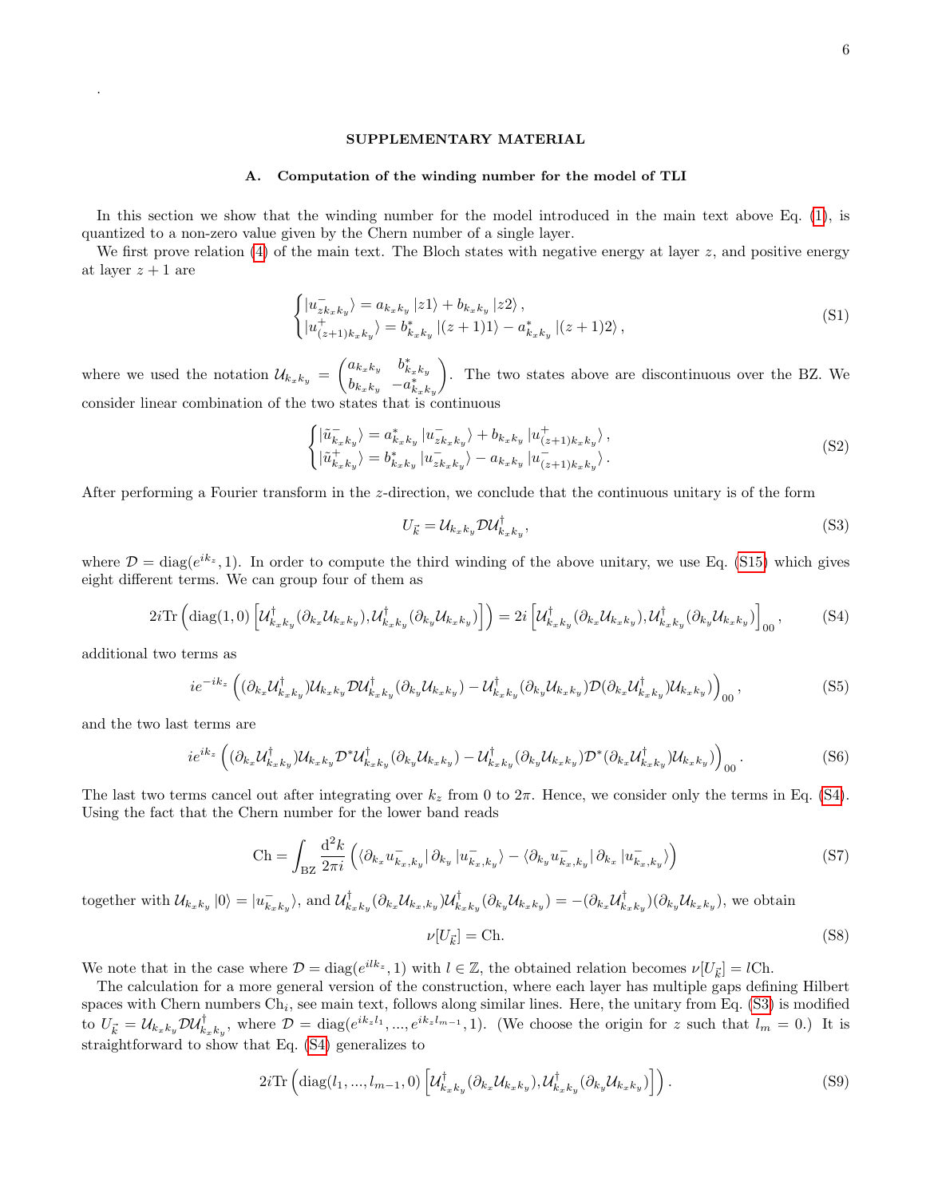.

## SUPPLEMENTARY MATERIAL

### A. Computation of the winding number for the model of TLI

In this section we show that the winding number for the model introduced in the main text above Eq. (1), is quantized to a non-zero value given by the Chern number of a single layer.

We first prove relation (4) of the main text. The Bloch states with negative energy at layer $z$, and positive energy at layer $z+1$ are

$$\begin{cases} |u^{-}_{zk_xk_y}\rangle = a_{k_xk_y}|z1\rangle + b_{k_xk_y}|z2\rangle, \\ |u^{+}_{(z+1)k_xk_y}\rangle = b^*_{k_xk_y}|(z+1)1\rangle - a^*_{k_xk_y}|(z+1)2\rangle, \end{cases} \tag{S1}$$

where we used the notation $\mathcal{U}_{k_xk_y} = \begin{pmatrix} a_{k_xk_y} & b^*_{k_xk_y} \\ b_{k_xk_y} & -a^*_{k_xk_y} \end{pmatrix}$. The two states above are discontinuous over the BZ. We consider linear combination of the two states that is continuous

$$\begin{cases} |\tilde{u}^{-}_{k_xk_y}\rangle = a^*_{k_xk_y}|u^{-}_{zk_xk_y}\rangle + b_{k_xk_y}|u^{+}_{(z+1)k_xk_y}\rangle, \\ |\tilde{u}^{+}_{k_xk_y}\rangle = b^*_{k_xk_y}|u^{-}_{zk_xk_y}\rangle - a_{k_xk_y}|u^{-}_{(z+1)k_xk_y}\rangle. \end{cases} \tag{S2}$$

After performing a Fourier transform in the $z$-direction, we conclude that the continuous unitary is of the form

$$U_{\vec{k}} = \mathcal{U}_{k_xk_y}\mathcal{D}\mathcal{U}^\dagger_{k_xk_y}, \tag{S3}$$

where $\mathcal{D} = \mathrm{diag}(e^{ik_z}, 1)$. In order to compute the third winding of the above unitary, we use Eq. (S15) which gives eight different terms. We can group four of them as

$$2i\mathrm{Tr}\left(\mathrm{diag}(1,0)\left[\mathcal{U}^\dagger_{k_xk_y}(\partial_{k_x}\mathcal{U}_{k_xk_y}), \mathcal{U}^\dagger_{k_xk_y}(\partial_{k_y}\mathcal{U}_{k_xk_y})\right]\right) = 2i\left[\mathcal{U}^\dagger_{k_xk_y}(\partial_{k_x}\mathcal{U}_{k_xk_y}), \mathcal{U}^\dagger_{k_xk_y}(\partial_{k_y}\mathcal{U}_{k_xk_y})\right]_{00}, \tag{S4}$$

additional two terms as

$$ie^{-ik_z}\left((\partial_{k_x}\mathcal{U}^\dagger_{k_xk_y})\mathcal{U}_{k_xk_y}\mathcal{D}\mathcal{U}^\dagger_{k_xk_y}(\partial_{k_y}\mathcal{U}_{k_xk_y}) - \mathcal{U}^\dagger_{k_xk_y}(\partial_{k_y}\mathcal{U}_{k_xk_y})\mathcal{D}(\partial_{k_x}\mathcal{U}^\dagger_{k_xk_y})\mathcal{U}_{k_xk_y}\right)_{00}, \tag{S5}$$

and the two last terms are

$$ie^{ik_z}\left((\partial_{k_x}\mathcal{U}^\dagger_{k_xk_y})\mathcal{U}_{k_xk_y}\mathcal{D}^*\mathcal{U}^\dagger_{k_xk_y}(\partial_{k_y}\mathcal{U}_{k_xk_y}) - \mathcal{U}^\dagger_{k_xk_y}(\partial_{k_y}\mathcal{U}_{k_xk_y})\mathcal{D}^*(\partial_{k_x}\mathcal{U}^\dagger_{k_xk_y})\mathcal{U}_{k_xk_y}\right)_{00}. \tag{S6}$$

The last two terms cancel out after integrating over $k_z$ from 0 to $2\pi$. Hence, we consider only the terms in Eq. (S4). Using the fact that the Chern number for the lower band reads

$$\mathrm{Ch} = \int_{\mathrm{BZ}} \frac{\mathrm{d}^2k}{2\pi i}\left(\langle\partial_{k_x}u^{-}_{k_x,k_y}|\,\partial_{k_y}|u^{-}_{k_x,k_y}\rangle - \langle\partial_{k_y}u^{-}_{k_x,k_y}|\,\partial_{k_x}|u^{-}_{k_x,k_y}\rangle\right) \tag{S7}$$

together with $\mathcal{U}_{k_xk_y}|0\rangle = |u^{-}_{k_xk_y}\rangle$, and $\mathcal{U}^\dagger_{k_xk_y}(\partial_{k_x}\mathcal{U}_{k_x,k_y})\mathcal{U}^\dagger_{k_xk_y}(\partial_{k_y}\mathcal{U}_{k_xk_y}) = -(\partial_{k_x}\mathcal{U}^\dagger_{k_xk_y})(\partial_{k_y}\mathcal{U}_{k_xk_y})$, we obtain

$$\nu[U_{\vec{k}}] = \mathrm{Ch}. \tag{S8}$$

We note that in the case where $\mathcal{D} = \mathrm{diag}(e^{ilk_z}, 1)$ with $l \in \mathbb{Z}$, the obtained relation becomes $\nu[U_{\vec{k}}] = l\mathrm{Ch}$.

The calculation for a more general version of the construction, where each layer has multiple gaps defining Hilbert spaces with Chern numbers $\mathrm{Ch}_i$, see main text, follows along similar lines. Here, the unitary from Eq. (S3) is modified to $U_{\vec{k}} = \mathcal{U}_{k_xk_y}\mathcal{D}\mathcal{U}^\dagger_{k_xk_y}$, where $\mathcal{D} = \mathrm{diag}(e^{ik_zl_1}, ..., e^{ik_zl_{m-1}}, 1)$. (We choose the origin for $z$ such that $l_m = 0$.) It is straightforward to show that Eq. (S4) generalizes to

$$2i\mathrm{Tr}\left(\mathrm{diag}(l_1, ..., l_{m-1}, 0)\left[\mathcal{U}^\dagger_{k_xk_y}(\partial_{k_x}\mathcal{U}_{k_xk_y}), \mathcal{U}^\dagger_{k_xk_y}(\partial_{k_y}\mathcal{U}_{k_xk_y})\right]\right). \tag{S9}$$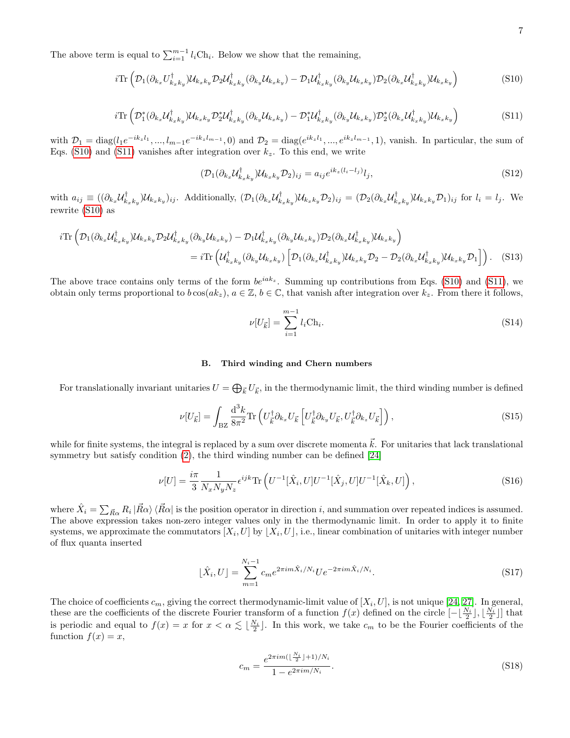The above term is equal to $\sum_{i=1}^{m-1} l_i \mathrm{Ch}_i$. Below we show that the remaining,

$$i\mathrm{Tr}\left(\mathcal{D}_1(\partial_{k_x} U^\dagger_{k_x k_y})\mathcal{U}_{k_x k_y}\mathcal{D}_2\mathcal{U}^\dagger_{k_x k_y}(\partial_{k_y}\mathcal{U}_{k_x k_y}) - \mathcal{D}_1\mathcal{U}^\dagger_{k_x k_y}(\partial_{k_y}\mathcal{U}_{k_x k_y})\mathcal{D}_2(\partial_{k_x}\mathcal{U}^\dagger_{k_x k_y})\mathcal{U}_{k_x k_y}\right) \tag{S10}$$

$$i\mathrm{Tr}\left(\mathcal{D}_1^*(\partial_{k_x} \mathcal{U}^\dagger_{k_x k_y})\mathcal{U}_{k_x k_y}\mathcal{D}_2^*\mathcal{U}^\dagger_{k_x k_y}(\partial_{k_y}\mathcal{U}_{k_x k_y}) - \mathcal{D}_1^*\mathcal{U}^\dagger_{k_x k_y}(\partial_{k_y}\mathcal{U}_{k_x k_y})\mathcal{D}_2^*(\partial_{k_x}\mathcal{U}^\dagger_{k_x k_y})\mathcal{U}_{k_x k_y}\right) \tag{S11}$$

with $\mathcal{D}_1 = \mathrm{diag}(l_1 e^{-ik_z l_1}, ..., l_{m-1}e^{-ik_z l_{m-1}}, 0)$ and $\mathcal{D}_2 = \mathrm{diag}(e^{ik_z l_1}, ..., e^{ik_z l_{m-1}}, 1)$, vanish. In particular, the sum of Eqs. (S10) and (S11) vanishes after integration over $k_z$. To this end, we write

$$(\mathcal{D}_1(\partial_{k_x}\mathcal{U}^\dagger_{k_x k_y})\mathcal{U}_{k_x k_y}\mathcal{D}_2)_{ij} = a_{ij}e^{ik_z(l_i - l_j)}l_j, \tag{S12}$$

with $a_{ij} \equiv ((\partial_{k_x}\mathcal{U}^\dagger_{k_x k_y})\mathcal{U}_{k_x k_y})_{ij}$. Additionally, $(\mathcal{D}_1(\partial_{k_x}\mathcal{U}^\dagger_{k_x k_y})\mathcal{U}_{k_x k_y}\mathcal{D}_2)_{ij} = (\mathcal{D}_2(\partial_{k_x}\mathcal{U}^\dagger_{k_x k_y})\mathcal{U}_{k_x k_y}\mathcal{D}_1)_{ij}$ for $l_i = l_j$. We rewrite (S10) as

$$\begin{aligned}
i\mathrm{Tr}&\left(\mathcal{D}_1(\partial_{k_x}\mathcal{U}^\dagger_{k_x k_y})\mathcal{U}_{k_x k_y}\mathcal{D}_2\mathcal{U}^\dagger_{k_x k_y}(\partial_{k_y}\mathcal{U}_{k_x k_y}) - \mathcal{D}_1\mathcal{U}^\dagger_{k_x k_y}(\partial_{k_y}\mathcal{U}_{k_x k_y})\mathcal{D}_2(\partial_{k_x}\mathcal{U}^\dagger_{k_x k_y})\mathcal{U}_{k_x k_y}\right) \\
&= i\mathrm{Tr}\left(\mathcal{U}^\dagger_{k_x k_y}(\partial_{k_y}\mathcal{U}_{k_x k_y})\left[\mathcal{D}_1(\partial_{k_x}\mathcal{U}^\dagger_{k_x k_y})\mathcal{U}_{k_x k_y}\mathcal{D}_2 - \mathcal{D}_2(\partial_{k_x}\mathcal{U}^\dagger_{k_x k_y})\mathcal{U}_{k_x k_y}\mathcal{D}_1\right]\right).
\end{aligned} \tag{S13}$$

The above trace contains only terms of the form $be^{iak_z}$. Summing up contributions from Eqs. (S10) and (S11), we obtain only terms proportional to $b\cos(ak_z)$, $a \in \mathbb{Z}$, $b \in \mathbb{C}$, that vanish after integration over $k_z$. From there it follows,

$$\nu[U_{\vec{k}}] = \sum_{i=1}^{m-1} l_i \mathrm{Ch}_i. \tag{S14}$$

### B. Third winding and Chern numbers

For translationally invariant unitaries $U = \bigoplus_{\vec{k}} U_{\vec{k}}$, in the thermodynamic limit, the third winding number is defined

$$\nu[U_{\vec{k}}] = \int_{\mathrm{BZ}} \frac{\mathrm{d}^3 k}{8\pi^2}\mathrm{Tr}\left(U^\dagger_{\vec{k}}\partial_{k_x}U_{\vec{k}}\left[U^\dagger_{\vec{k}}\partial_{k_y}U_{\vec{k}}, U^\dagger_{\vec{k}}\partial_{k_z}U_{\vec{k}}\right]\right), \tag{S15}$$

while for finite systems, the integral is replaced by a sum over discrete momenta $\vec{k}$. For unitaries that lack translational symmetry but satisfy condition (2), the third winding number can be defined [24]

$$\nu[U] = \frac{i\pi}{3}\frac{1}{N_x N_y N_z}\epsilon^{ijk}\mathrm{Tr}\left(U^{-1}[\hat{X}_i, U]U^{-1}[\hat{X}_j, U]U^{-1}[\hat{X}_k, U]\right), \tag{S16}$$

where $\hat{X}_i = \sum_{\vec{R}\alpha} R_i |\vec{R}\alpha\rangle\langle\vec{R}\alpha|$ is the position operator in direction $i$, and summation over repeated indices is assumed. The above expression takes non-zero integer values only in the thermodynamic limit. In order to apply it to finite systems, we approximate the commutators $[X_i, U]$ by $\lfloor X_i, U\rfloor$, i.e., linear combination of unitaries with integer number of flux quanta inserted

$$\lfloor \hat{X}_i, U\rfloor = \sum_{m=1}^{N_i - 1} c_m e^{2\pi i m\hat{X}_i/N_i} U e^{-2\pi i m\hat{X}_i/N_i}. \tag{S17}$$

The choice of coefficients $c_m$, giving the correct thermodynamic-limit value of $[X_i, U]$, is not unique [24, 27]. In general, these are the coefficients of the discrete Fourier transform of a function $f(x)$ defined on the circle $[-\lfloor\frac{N_i}{2}\rfloor, \lfloor\frac{N_i}{2}\rfloor]$ that is periodic and equal to $f(x) = x$ for $x < \alpha \lesssim \lfloor\frac{N_i}{2}\rfloor$. In this work, we take $c_m$ to be the Fourier coefficients of the function $f(x) = x$,

$$c_m = \frac{e^{2\pi i m(\lfloor\frac{N_i}{2}\rfloor + 1)/N_i}}{1 - e^{2\pi i m/N_i}}. \tag{S18}$$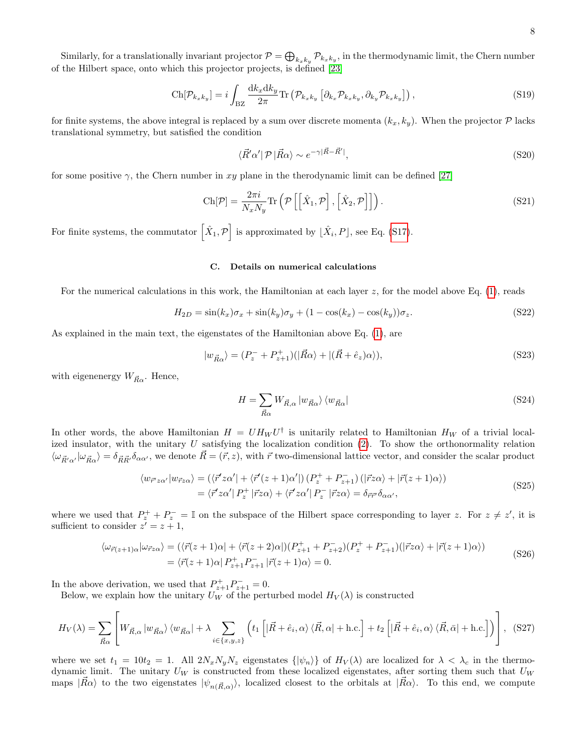Similarly, for a translationally invariant projector $\mathcal{P} = \bigoplus_{k_x k_y} \mathcal{P}_{k_x k_y}$, in the thermodynamic limit, the Chern number of the Hilbert space, onto which this projector projects, is defined [23]

$$
\mathrm{Ch}[\mathcal{P}_{k_x k_y}] = i \int_{\mathrm{BZ}} \frac{\mathrm{d}k_x \mathrm{d}k_y}{2\pi} \mathrm{Tr}\left(\mathcal{P}_{k_x k_y}\left[\partial_{k_x}\mathcal{P}_{k_x k_y}, \partial_{k_y}\mathcal{P}_{k_x k_y}\right]\right), \tag{S19}
$$

for finite systems, the above integral is replaced by a sum over discrete momenta $(k_x, k_y)$. When the projector $\mathcal{P}$ lacks translational symmetry, but satisfied the condition

$$
\langle \vec{R}'\alpha' | \mathcal{P} | \vec{R}\alpha \rangle \sim e^{-\gamma|\vec{R}-\vec{R}'|}, \tag{S20}
$$

for some positive $\gamma$, the Chern number in $xy$ plane in the therodynamic limit can be defined [27]

$$
\mathrm{Ch}[\mathcal{P}] = \frac{2\pi i}{N_x N_y} \mathrm{Tr}\left(\mathcal{P}\left[\left[\hat{X}_1, \mathcal{P}\right], \left[\hat{X}_2, \mathcal{P}\right]\right]\right). \tag{S21}
$$

For finite systems, the commutator $\left[\hat{X}_1, \mathcal{P}\right]$ is approximated by $\lfloor \hat{X}_i, P \rfloor$, see Eq. (S17).

### C. Details on numerical calculations

For the numerical calculations in this work, the Hamiltonian at each layer $z$, for the model above Eq. (1), reads

$$
H_{2D} = \sin(k_x)\sigma_x + \sin(k_y)\sigma_y + (1 - \cos(k_x) - \cos(k_y))\sigma_z. \tag{S22}
$$

As explained in the main text, the eigenstates of the Hamiltonian above Eq. (1), are

$$
|w_{\vec{R}\alpha}\rangle = (P_z^- + P_{z+1}^+)(|\vec{R}\alpha\rangle + |(\vec{R} + \hat{e}_z)\alpha\rangle), \tag{S23}
$$

with eigenenergy $W_{\vec{R}\alpha}$. Hence,

$$
H = \sum_{\vec{R}\alpha} W_{\vec{R},\alpha} |w_{\vec{R}\alpha}\rangle\langle w_{\vec{R}\alpha}| \tag{S24}
$$

In other words, the above Hamiltonian $H = U H_W U^\dagger$ is unitarily related to Hamiltonian $H_W$ of a trivial localized insulator, with the unitary $U$ satisfying the localization condition (2). To show the orthonormality relation $\langle \omega_{\vec{R}'\alpha'} | \omega_{\vec{R}\alpha} \rangle = \delta_{\vec{R}\vec{R}'}\delta_{\alpha\alpha'}$, we denote $\vec{R} = (\vec{r}, z)$, with $\vec{r}$ two-dimensional lattice vector, and consider the scalar product

$$
\begin{aligned}
\langle w_{\vec{r}'z\alpha'} | w_{\vec{r}z\alpha} \rangle &= (\langle \vec{r}'z\alpha'| + \langle \vec{r}'(z+1)\alpha'|)\left(P_z^+ + P_{z+1}^-\right)(|\vec{r}z\alpha\rangle + |\vec{r}(z+1)\alpha\rangle) \\
&= \langle \vec{r}'z\alpha'| P_z^+ |\vec{r}z\alpha\rangle + \langle \vec{r}'z\alpha'| P_z^- |\vec{r}z\alpha\rangle = \delta_{\vec{r}\vec{r}'}\delta_{\alpha\alpha'},
\end{aligned} \tag{S25}
$$

where we used that $P_z^+ + P_z^- = \mathbb{I}$ on the subspace of the Hilbert space corresponding to layer $z$. For $z \neq z'$, it is sufficient to consider $z' = z + 1$,

$$
\begin{aligned}
\langle \omega_{\vec{r}(z+1)\alpha} | \omega_{\vec{r}z\alpha} \rangle &= (\langle \vec{r}(z+1)\alpha| + \langle \vec{r}(z+2)\alpha|)(P_{z+1}^+ + P_{z+2}^-)(P_z^+ + P_{z+1}^-)(|\vec{r}z\alpha\rangle + |\vec{r}(z+1)\alpha\rangle) \\
&= \langle \vec{r}(z+1)\alpha| P_{z+1}^+ P_{z+1}^- |\vec{r}(z+1)\alpha\rangle = 0.
\end{aligned} \tag{S26}
$$

In the above derivation, we used that $P_{z+1}^+ P_{z+1}^- = 0$.

Below, we explain how the unitary $U_W$ of the perturbed model $H_V(\lambda)$ is constructed

$$
H_V(\lambda) = \sum_{\vec{R}\alpha}\left[W_{\vec{R},\alpha}|w_{\vec{R}\alpha}\rangle\langle w_{\vec{R}\alpha}| + \lambda \sum_{i\in\{x,y,z\}}\left(t_1\left[|\vec{R}+\hat{e}_i,\alpha\rangle\langle\vec{R},\alpha| + \mathrm{h.c.}\right] + t_2\left[|\vec{R}+\hat{e}_i,\alpha\rangle\langle\vec{R},\bar{\alpha}| + \mathrm{h.c.}\right]\right)\right], \tag{S27}
$$

where we set $t_1 = 10t_2 = 1$. All $2N_xN_yN_z$ eigenstates $\{|\psi_n\rangle\}$ of $H_V(\lambda)$ are localized for $\lambda < \lambda_c$ in the thermodynamic limit. The unitary $U_W$ is constructed from these localized eigenstates, after sorting them such that $U_W$ maps $|\vec{R}\alpha\rangle$ to the two eigenstates $|\psi_{n(\vec{R},\alpha)}\rangle$, localized closest to the orbitals at $|\vec{R}\alpha\rangle$. To this end, we compute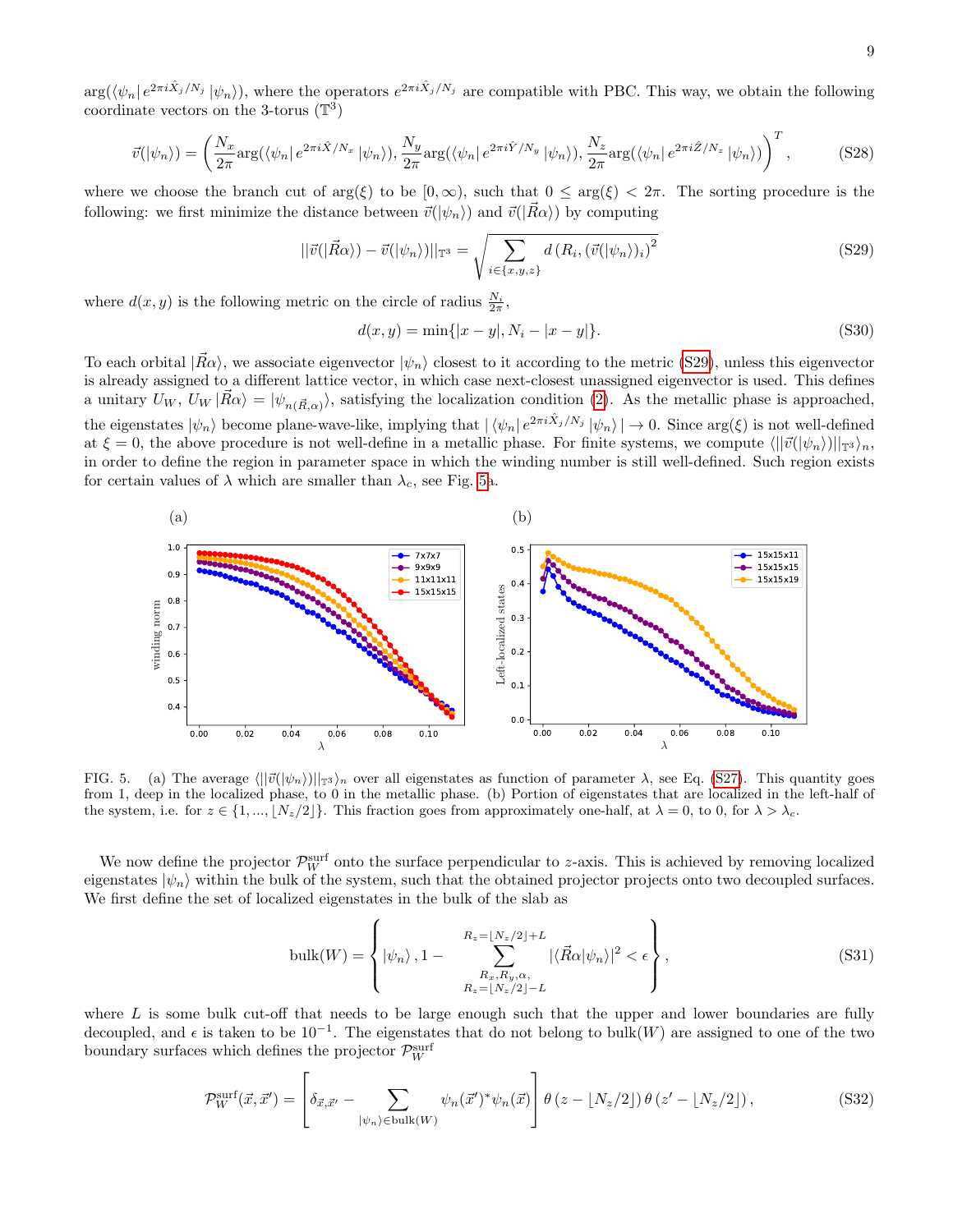$\arg(\langle\psi_n| e^{2\pi i \hat{X}_j/N_j} |\psi_n\rangle)$, where the operators $e^{2\pi i \hat{X}_j/N_j}$ are compatible with PBC. This way, we obtain the following coordinate vectors on the 3-torus ($\mathbb{T}^3$)

$$\vec{v}(|\psi_n\rangle) = \left( \frac{N_x}{2\pi} \arg(\langle\psi_n| e^{2\pi i \hat{X}/N_x} |\psi_n\rangle), \frac{N_y}{2\pi} \arg(\langle\psi_n| e^{2\pi i \hat{Y}/N_y} |\psi_n\rangle), \frac{N_z}{2\pi} \arg(\langle\psi_n| e^{2\pi i \hat{Z}/N_z} |\psi_n\rangle) \right)^T, \tag{S28}$$

where we choose the branch cut of $\arg(\xi)$ to be $[0, \infty)$, such that $0 \leq \arg(\xi) < 2\pi$. The sorting procedure is the following: we first minimize the distance between $\vec{v}(|\psi_n\rangle)$ and $\vec{v}(|\vec{R}\alpha\rangle)$ by computing

$$||\vec{v}(|\vec{R}\alpha\rangle) - \vec{v}(|\psi_n\rangle)||_{\mathbb{T}^3} = \sqrt{\sum_{i\in\{x,y,z\}} d\left(R_i, (\vec{v}(|\psi_n\rangle))_i\right)^2} \tag{S29}$$

where $d(x, y)$ is the following metric on the circle of radius $\frac{N_i}{2\pi}$,

$$d(x, y) = \min\{|x - y|, N_i - |x - y|\}. \tag{S30}$$

To each orbital $|\vec{R}\alpha\rangle$, we associate eigenvector $|\psi_n\rangle$ closest to it according to the metric (S29), unless this eigenvector is already assigned to a different lattice vector, in which case next-closest unassigned eigenvector is used. This defines a unitary $U_W$, $U_W |\vec{R}\alpha\rangle = |\psi_{n(\vec{R},\alpha)}\rangle$, satisfying the localization condition (2). As the metallic phase is approached, the eigenstates $|\psi_n\rangle$ become plane-wave-like, implying that $|\langle\psi_n| e^{2\pi i \hat{X}_j/N_j} |\psi_n\rangle| \to 0$. Since $\arg(\xi)$ is not well-defined at $\xi = 0$, the above procedure is not well-define in a metallic phase. For finite systems, we compute $\langle||\vec{v}(|\psi_n\rangle)||_{\mathbb{T}^3}\rangle_n$, in order to define the region in parameter space in which the winding number is still well-defined. Such region exists for certain values of $\lambda$ which are smaller than $\lambda_c$, see Fig. 5a.

(a)

winding norm

λ

7x7x7
9x9x9
11x11x11
15x15x15

1.0
0.9
0.8
0.7
0.6
0.5
0.4

0.00 0.02 0.04 0.06 0.08 0.10

(b)

Left-localized states

λ

15x15x11
15x15x15
15x15x19

0.5
0.4
0.3
0.2
0.1
0.0

0.00 0.02 0.04 0.06 0.08 0.10

FIG. 5. (a) The average $\langle||\vec{v}(|\psi_n\rangle)||_{\mathbb{T}^3}\rangle_n$ over all eigenstates as function of parameter $\lambda$, see Eq. (S27). This quantity goes from 1, deep in the localized phase, to 0 in the metallic phase. (b) Portion of eigenstates that are localized in the left-half of the system, i.e. for $z \in \{1, ..., \lfloor N_z/2 \rfloor\}$. This fraction goes from approximately one-half, at $\lambda = 0$, to 0, for $\lambda > \lambda_c$.

We now define the projector $\mathcal{P}_W^{\text{surf}}$ onto the surface perpendicular to $z$-axis. This is achieved by removing localized eigenstates $|\psi_n\rangle$ within the bulk of the system, such that the obtained projector projects onto two decoupled surfaces. We first define the set of localized eigenstates in the bulk of the slab as

$$\text{bulk}(W) = \left\{ |\psi_n\rangle, 1 - \sum_{\substack{R_x, R_y, \alpha, \\ R_z = \lfloor N_z/2 \rfloor - L}}^{R_z = \lfloor N_z/2 \rfloor + L} |\langle\vec{R}\alpha|\psi_n\rangle|^2 < \epsilon \right\}, \tag{S31}$$

where $L$ is some bulk cut-off that needs to be large enough such that the upper and lower boundaries are fully decoupled, and $\epsilon$ is taken to be $10^{-1}$. The eigenstates that do not belong to bulk($W$) are assigned to one of the two boundary surfaces which defines the projector $\mathcal{P}_W^{\text{surf}}$

$$\mathcal{P}_W^{\text{surf}}(\vec{x}, \vec{x}') = \left[ \delta_{\vec{x},\vec{x}'} - \sum_{|\psi_n\rangle \in \text{bulk}(W)} \psi_n(\vec{x}')^* \psi_n(\vec{x}) \right] \theta\left(z - \lfloor N_z/2 \rfloor\right) \theta\left(z' - \lfloor N_z/2 \rfloor\right), \tag{S32}$$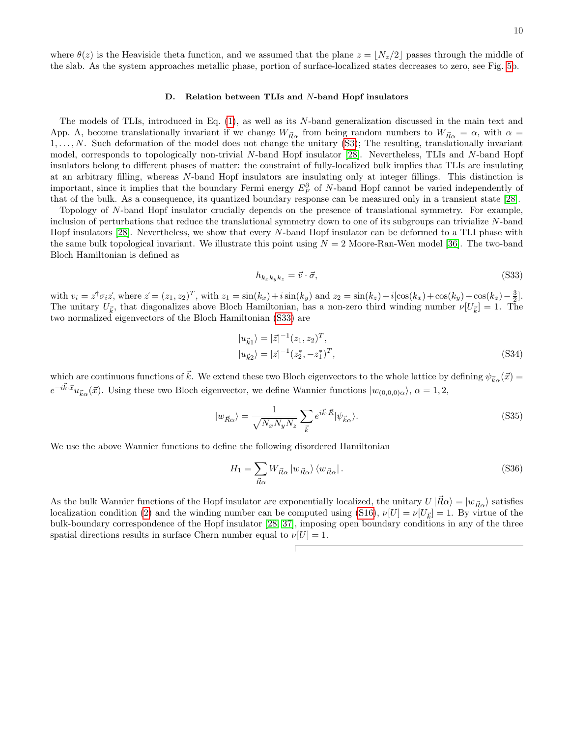where $\theta(z)$ is the Heaviside theta function, and we assumed that the plane $z = \lfloor N_z/2 \rfloor$ passes through the middle of the slab. As the system approaches metallic phase, portion of surface-localized states decreases to zero, see Fig. 5b.

### D. Relation between TLIs and $N$-band Hopf insulators

The models of TLIs, introduced in Eq. (1), as well as its $N$-band generalization discussed in the main text and App. A, become translationally invariant if we change $W_{\vec{R}\alpha}$ from being random numbers to $W_{\vec{R}\alpha} = \alpha$, with $\alpha = 1, \ldots, N$. Such deformation of the model does not change the unitary (S3); The resulting, translationally invariant model, corresponds to topologically non-trivial $N$-band Hopf insulator [28]. Nevertheless, TLIs and $N$-band Hopf insulators belong to different phases of matter: the constraint of fully-localized bulk implies that TLIs are insulating at an arbitrary filling, whereas $N$-band Hopf insulators are insulating only at integer fillings. This distinction is important, since it implies that the boundary Fermi energy $E_F^\partial$ of $N$-band Hopf cannot be varied independently of that of the bulk. As a consequence, its quantized boundary response can be measured only in a transient state [28].

Topology of $N$-band Hopf insulator crucially depends on the presence of translational symmetry. For example, inclusion of perturbations that reduce the translational symmetry down to one of its subgroups can trivialize $N$-band Hopf insulators [28]. Nevertheless, we show that every $N$-band Hopf insulator can be deformed to a TLI phase with the same bulk topological invariant. We illustrate this point using $N = 2$ Moore-Ran-Wen model [36]. The two-band Bloch Hamiltonian is defined as

$$h_{k_x k_y k_z} = \vec{v} \cdot \vec{\sigma}, \tag{S33}$$

with $v_i = \vec{z}^\dagger \sigma_i \vec{z}$, where $\vec{z} = (z_1, z_2)^T$, with $z_1 = \sin(k_x) + i \sin(k_y)$ and $z_2 = \sin(k_z) + i[\cos(k_x) + \cos(k_y) + \cos(k_z) - \frac{3}{2}]$. The unitary $U_{\vec{k}}$, that diagonalizes above Bloch Hamiltonian, has a non-zero third winding number $\nu[U_{\vec{k}}] = 1$. The two normalized eigenvectors of the Bloch Hamiltonian (S33) are

$$\begin{aligned}
|u_{\vec{k}1}\rangle &= |\vec{z}|^{-1}(z_1, z_2)^T, \\
|u_{\vec{k}2}\rangle &= |\vec{z}|^{-1}(z_2^*, -z_1^*)^T,
\end{aligned} \tag{S34}$$

which are continuous functions of $\vec{k}$. We extend these two Bloch eigenvectors to the whole lattice by defining $\psi_{\vec{k}\alpha}(\vec{x}) = e^{-i\vec{k}\cdot\vec{x}} u_{\vec{k}\alpha}(\vec{x})$. Using these two Bloch eigenvector, we define Wannier functions $|w_{(0,0,0)\alpha}\rangle$, $\alpha = 1, 2$,

$$|w_{\vec{R}\alpha}\rangle = \frac{1}{\sqrt{N_x N_y N_z}} \sum_{\vec{k}} e^{i\vec{k}\cdot\vec{R}} |\psi_{\vec{k}\alpha}\rangle. \tag{S35}$$

We use the above Wannier functions to define the following disordered Hamiltonian

$$H_1 = \sum_{\vec{R}\alpha} W_{\vec{R}\alpha} \, |w_{\vec{R}\alpha}\rangle \, \langle w_{\vec{R}\alpha}| \, . \tag{S36}$$

As the bulk Wannier functions of the Hopf insulator are exponentially localized, the unitary $U\,|\vec{R}\alpha\rangle = |w_{\vec{R}\alpha}\rangle$ satisfies localization condition (2) and the winding number can be computed using (S16), $\nu[U] = \nu[U_{\vec{k}}] = 1$. By virtue of the bulk-boundary correspondence of the Hopf insulator [28, 37], imposing open boundary conditions in any of the three spatial directions results in surface Chern number equal to $\nu[U] = 1$.